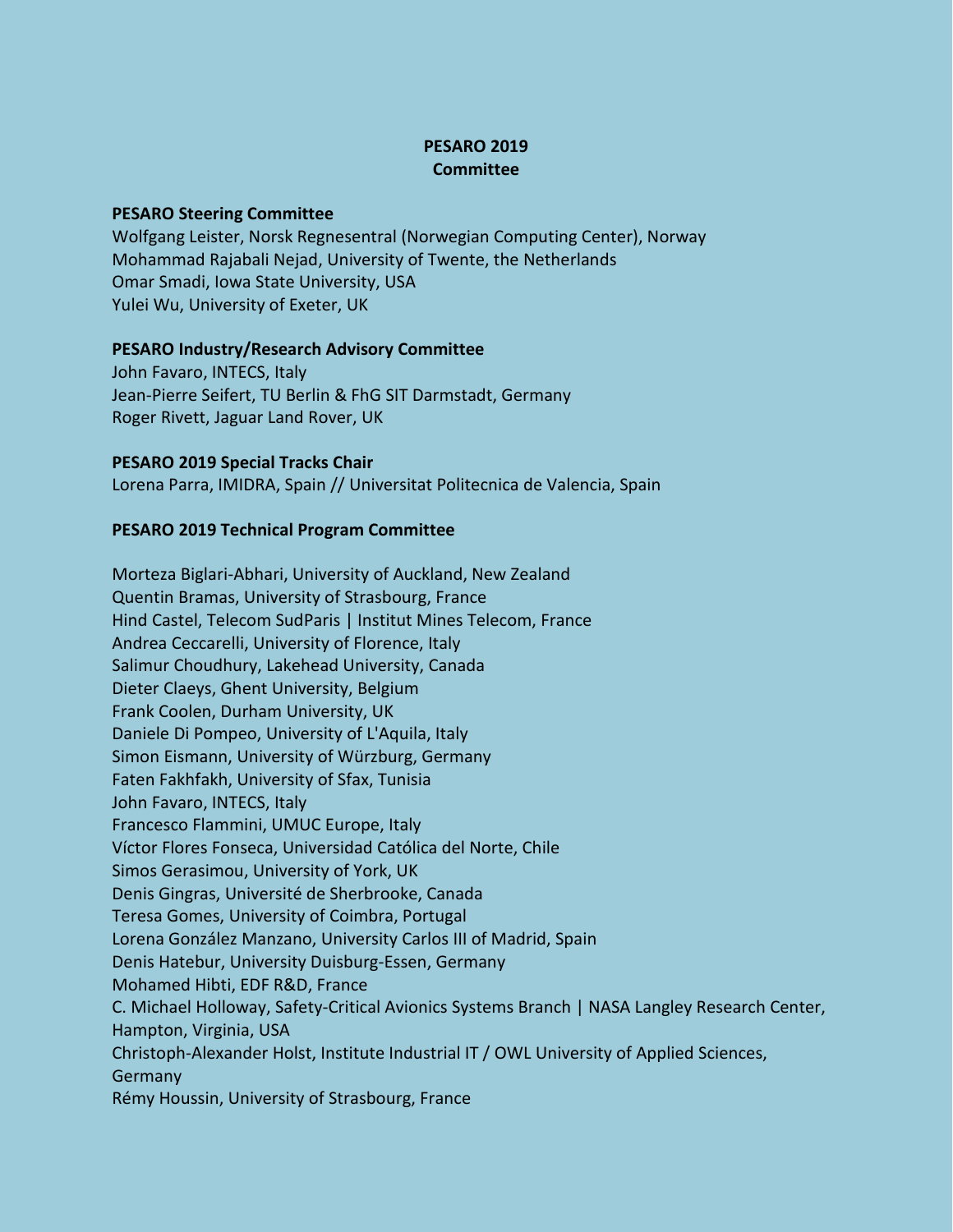# PESARO 2019
# Committee

## PESARO Steering Committee

Wolfgang Leister, Norsk Regnesentral (Norwegian Computing Center), Norway
Mohammad Rajabali Nejad, University of Twente, the Netherlands
Omar Smadi, Iowa State University, USA
Yulei Wu, University of Exeter, UK

## PESARO Industry/Research Advisory Committee

John Favaro, INTECS, Italy
Jean-Pierre Seifert, TU Berlin & FhG SIT Darmstadt, Germany
Roger Rivett, Jaguar Land Rover, UK

## PESARO 2019 Special Tracks Chair

Lorena Parra, IMIDRA, Spain // Universitat Politecnica de Valencia, Spain

## PESARO 2019 Technical Program Committee

Morteza Biglari-Abhari, University of Auckland, New Zealand
Quentin Bramas, University of Strasbourg, France
Hind Castel, Telecom SudParis | Institut Mines Telecom, France
Andrea Ceccarelli, University of Florence, Italy
Salimur Choudhury, Lakehead University, Canada
Dieter Claeys, Ghent University, Belgium
Frank Coolen, Durham University, UK
Daniele Di Pompeo, University of L'Aquila, Italy
Simon Eismann, University of Würzburg, Germany
Faten Fakhfakh, University of Sfax, Tunisia
John Favaro, INTECS, Italy
Francesco Flammini, UMUC Europe, Italy
Víctor Flores Fonseca, Universidad Católica del Norte, Chile
Simos Gerasimou, University of York, UK
Denis Gingras, Université de Sherbrooke, Canada
Teresa Gomes, University of Coimbra, Portugal
Lorena González Manzano, University Carlos III of Madrid, Spain
Denis Hatebur, University Duisburg-Essen, Germany
Mohamed Hibti, EDF R&D, France
C. Michael Holloway, Safety-Critical Avionics Systems Branch | NASA Langley Research Center, Hampton, Virginia, USA
Christoph-Alexander Holst, Institute Industrial IT / OWL University of Applied Sciences, Germany
Rémy Houssin, University of Strasbourg, France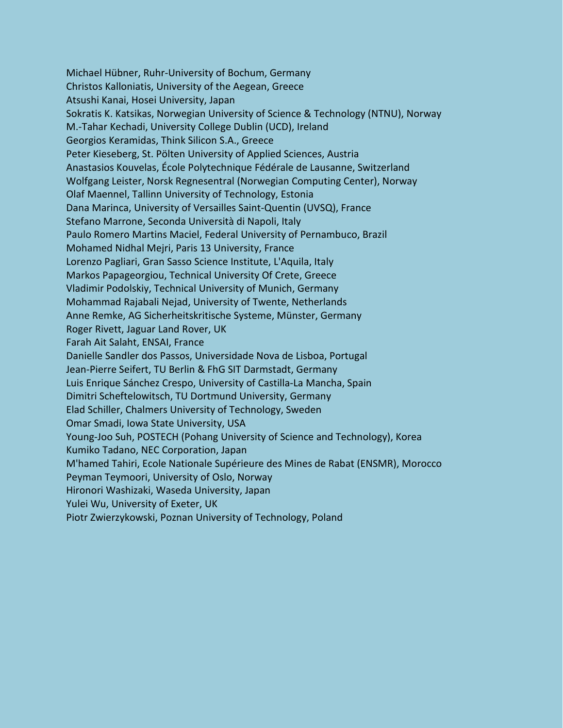Michael Hübner, Ruhr-University of Bochum, Germany
Christos Kalloniatis, University of the Aegean, Greece
Atsushi Kanai, Hosei University, Japan
Sokratis K. Katsikas, Norwegian University of Science & Technology (NTNU), Norway
M.-Tahar Kechadi, University College Dublin (UCD), Ireland
Georgios Keramidas, Think Silicon S.A., Greece
Peter Kieseberg, St. Pölten University of Applied Sciences, Austria
Anastasios Kouvelas, École Polytechnique Fédérale de Lausanne, Switzerland
Wolfgang Leister, Norsk Regnesentral (Norwegian Computing Center), Norway
Olaf Maennel, Tallinn University of Technology, Estonia
Dana Marinca, University of Versailles Saint-Quentin (UVSQ), France
Stefano Marrone, Seconda Università di Napoli, Italy
Paulo Romero Martins Maciel, Federal University of Pernambuco, Brazil
Mohamed Nidhal Mejri, Paris 13 University, France
Lorenzo Pagliari, Gran Sasso Science Institute, L'Aquila, Italy
Markos Papageorgiou, Technical University Of Crete, Greece
Vladimir Podolskiy, Technical University of Munich, Germany
Mohammad Rajabali Nejad, University of Twente, Netherlands
Anne Remke, AG Sicherheitskritische Systeme, Münster, Germany
Roger Rivett, Jaguar Land Rover, UK
Farah Ait Salaht, ENSAI, France
Danielle Sandler dos Passos, Universidade Nova de Lisboa, Portugal
Jean-Pierre Seifert, TU Berlin & FhG SIT Darmstadt, Germany
Luis Enrique Sánchez Crespo, University of Castilla-La Mancha, Spain
Dimitri Scheftelowitsch, TU Dortmund University, Germany
Elad Schiller, Chalmers University of Technology, Sweden
Omar Smadi, Iowa State University, USA
Young-Joo Suh, POSTECH (Pohang University of Science and Technology), Korea
Kumiko Tadano, NEC Corporation, Japan
M'hamed Tahiri, Ecole Nationale Supérieure des Mines de Rabat (ENSMR), Morocco
Peyman Teymoori, University of Oslo, Norway
Hironori Washizaki, Waseda University, Japan
Yulei Wu, University of Exeter, UK
Piotr Zwierzykowski, Poznan University of Technology, Poland